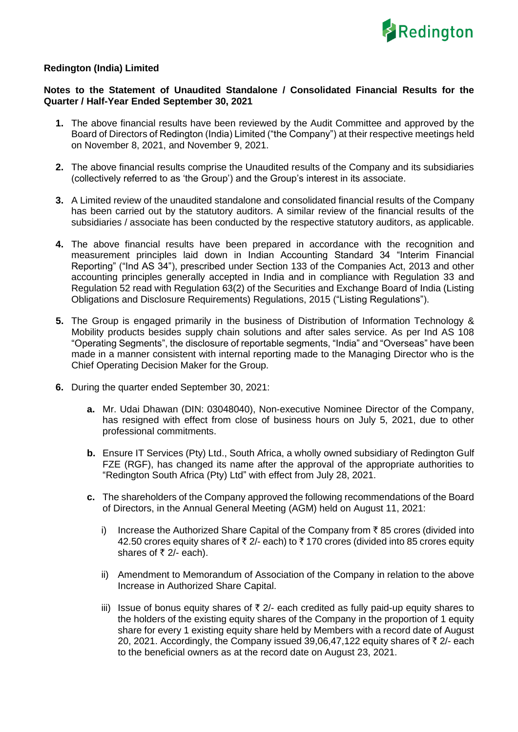**Redington (India) Limited**

**Notes to the Statement of Unaudited Standalone / Consolidated Financial Results for the Quarter / Half-Year Ended September 30, 2021**

1. The above financial results have been reviewed by the Audit Committee and approved by the Board of Directors of Redington (India) Limited ("the Company") at their respective meetings held on November 8, 2021, and November 9, 2021.

2. The above financial results comprise the Unaudited results of the Company and its subsidiaries (collectively referred to as 'the Group') and the Group's interest in its associate.

3. A Limited review of the unaudited standalone and consolidated financial results of the Company has been carried out by the statutory auditors. A similar review of the financial results of the subsidiaries / associate has been conducted by the respective statutory auditors, as applicable.

4. The above financial results have been prepared in accordance with the recognition and measurement principles laid down in Indian Accounting Standard 34 "Interim Financial Reporting" ("Ind AS 34"), prescribed under Section 133 of the Companies Act, 2013 and other accounting principles generally accepted in India and in compliance with Regulation 33 and Regulation 52 read with Regulation 63(2) of the Securities and Exchange Board of India (Listing Obligations and Disclosure Requirements) Regulations, 2015 ("Listing Regulations").

5. The Group is engaged primarily in the business of Distribution of Information Technology & Mobility products besides supply chain solutions and after sales service. As per Ind AS 108 "Operating Segments", the disclosure of reportable segments, "India" and "Overseas" have been made in a manner consistent with internal reporting made to the Managing Director who is the Chief Operating Decision Maker for the Group.

6. During the quarter ended September 30, 2021:

   **a.** Mr. Udai Dhawan (DIN: 03048040), Non-executive Nominee Director of the Company, has resigned with effect from close of business hours on July 5, 2021, due to other professional commitments.

   **b.** Ensure IT Services (Pty) Ltd., South Africa, a wholly owned subsidiary of Redington Gulf FZE (RGF), has changed its name after the approval of the appropriate authorities to "Redington South Africa (Pty) Ltd" with effect from July 28, 2021.

   **c.** The shareholders of the Company approved the following recommendations of the Board of Directors, in the Annual General Meeting (AGM) held on August 11, 2021:

      i) Increase the Authorized Share Capital of the Company from ₹ 85 crores (divided into 42.50 crores equity shares of ₹ 2/- each) to ₹ 170 crores (divided into 85 crores equity shares of ₹ 2/- each).

      ii) Amendment to Memorandum of Association of the Company in relation to the above Increase in Authorized Share Capital.

      iii) Issue of bonus equity shares of ₹ 2/- each credited as fully paid-up equity shares to the holders of the existing equity shares of the Company in the proportion of 1 equity share for every 1 existing equity share held by Members with a record date of August 20, 2021. Accordingly, the Company issued 39,06,47,122 equity shares of ₹ 2/- each to the beneficial owners as at the record date on August 23, 2021.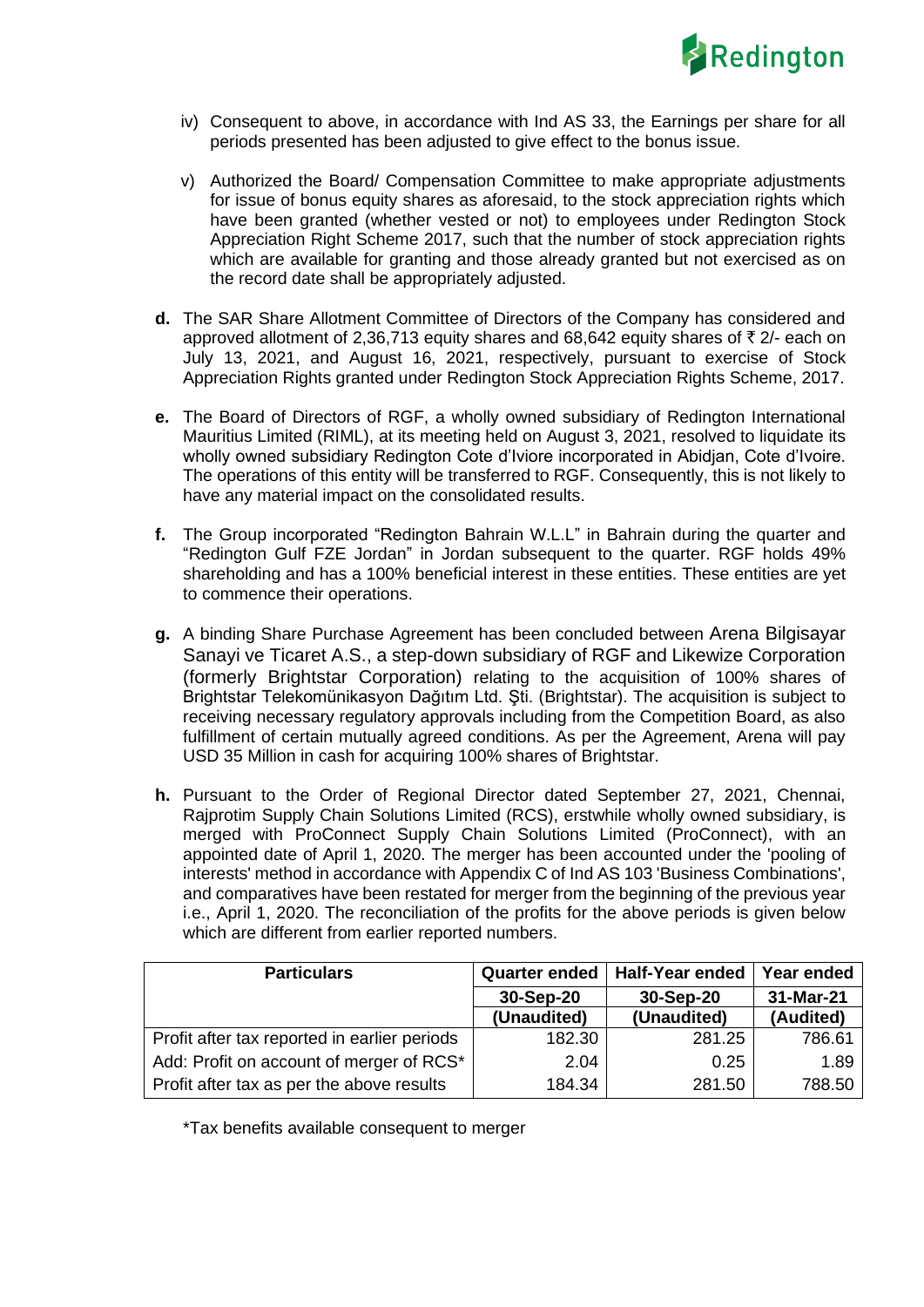iv) Consequent to above, in accordance with Ind AS 33, the Earnings per share for all periods presented has been adjusted to give effect to the bonus issue.

v) Authorized the Board/ Compensation Committee to make appropriate adjustments for issue of bonus equity shares as aforesaid, to the stock appreciation rights which have been granted (whether vested or not) to employees under Redington Stock Appreciation Right Scheme 2017, such that the number of stock appreciation rights which are available for granting and those already granted but not exercised as on the record date shall be appropriately adjusted.

**d.** The SAR Share Allotment Committee of Directors of the Company has considered and approved allotment of 2,36,713 equity shares and 68,642 equity shares of ₹ 2/- each on July 13, 2021, and August 16, 2021, respectively, pursuant to exercise of Stock Appreciation Rights granted under Redington Stock Appreciation Rights Scheme, 2017.

**e.** The Board of Directors of RGF, a wholly owned subsidiary of Redington International Mauritius Limited (RIML), at its meeting held on August 3, 2021, resolved to liquidate its wholly owned subsidiary Redington Cote d'Iviore incorporated in Abidjan, Cote d'Ivoire. The operations of this entity will be transferred to RGF. Consequently, this is not likely to have any material impact on the consolidated results.

**f.** The Group incorporated "Redington Bahrain W.L.L" in Bahrain during the quarter and "Redington Gulf FZE Jordan" in Jordan subsequent to the quarter. RGF holds 49% shareholding and has a 100% beneficial interest in these entities. These entities are yet to commence their operations.

**g.** A binding Share Purchase Agreement has been concluded between Arena Bilgisayar Sanayi ve Ticaret A.S., a step-down subsidiary of RGF and Likewize Corporation (formerly Brightstar Corporation) relating to the acquisition of 100% shares of Brightstar Telekomünikasyon Dağıtım Ltd. Şti. (Brightstar). The acquisition is subject to receiving necessary regulatory approvals including from the Competition Board, as also fulfillment of certain mutually agreed conditions. As per the Agreement, Arena will pay USD 35 Million in cash for acquiring 100% shares of Brightstar.

**h.** Pursuant to the Order of Regional Director dated September 27, 2021, Chennai, Rajprotim Supply Chain Solutions Limited (RCS), erstwhile wholly owned subsidiary, is merged with ProConnect Supply Chain Solutions Limited (ProConnect), with an appointed date of April 1, 2020. The merger has been accounted under the 'pooling of interests' method in accordance with Appendix C of Ind AS 103 'Business Combinations', and comparatives have been restated for merger from the beginning of the previous year i.e., April 1, 2020. The reconciliation of the profits for the above periods is given below which are different from earlier reported numbers.

| Particulars | Quarter ended | Half-Year ended | Year ended |
|---|---|---|---|
| | 30-Sep-20 | 30-Sep-20 | 31-Mar-21 |
| | (Unaudited) | (Unaudited) | (Audited) |
| Profit after tax reported in earlier periods | 182.30 | 281.25 | 786.61 |
| Add: Profit on account of merger of RCS* | 2.04 | 0.25 | 1.89 |
| Profit after tax as per the above results | 184.34 | 281.50 | 788.50 |

*Tax benefits available consequent to merger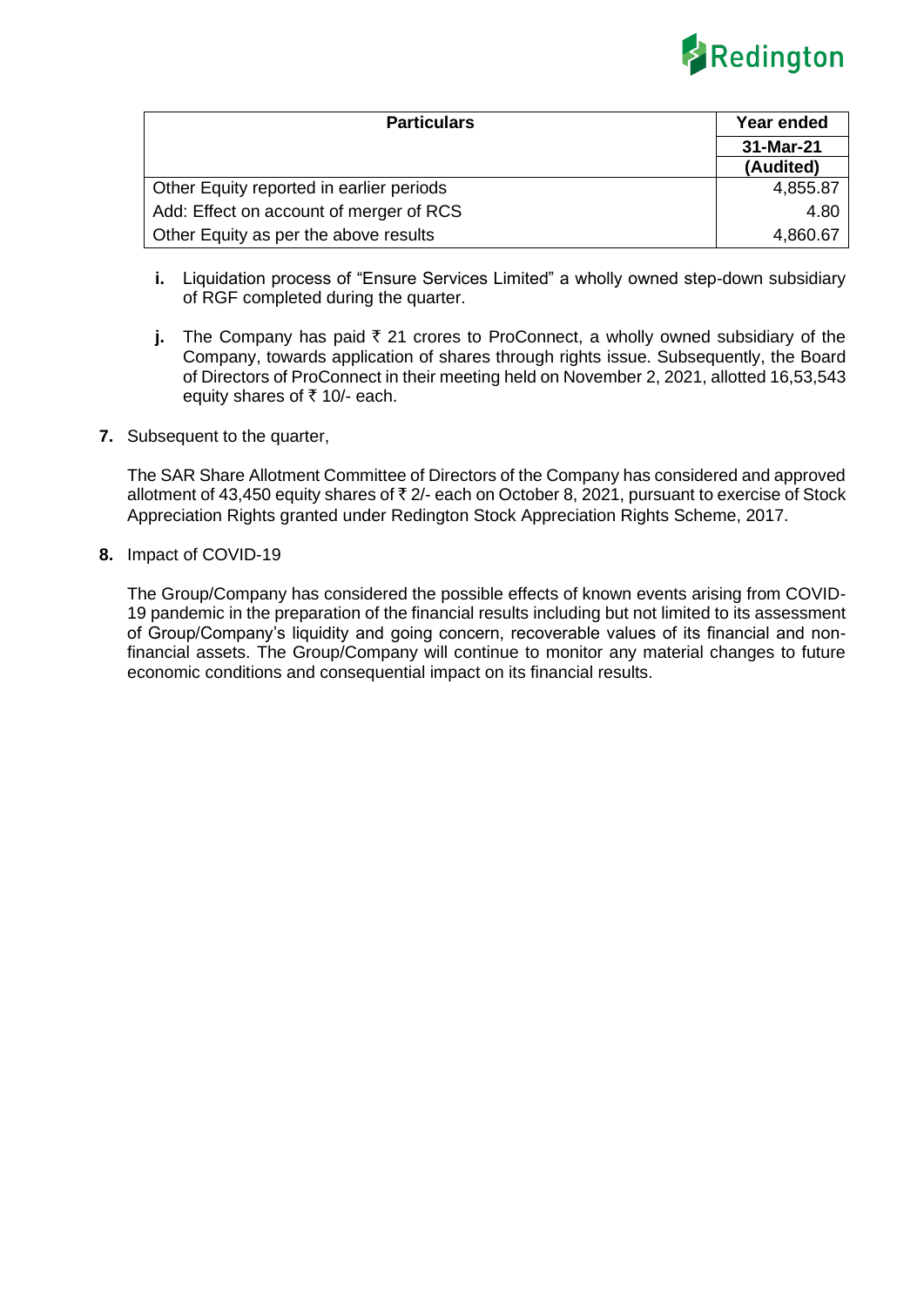| Particulars | Year ended |
|---|---|
| | 31-Mar-21 |
| | (Audited) |
| Other Equity reported in earlier periods | 4,855.87 |
| Add: Effect on account of merger of RCS | 4.80 |
| Other Equity as per the above results | 4,860.67 |

**i.** Liquidation process of "Ensure Services Limited" a wholly owned step-down subsidiary of RGF completed during the quarter.

**j.** The Company has paid ₹ 21 crores to ProConnect, a wholly owned subsidiary of the Company, towards application of shares through rights issue. Subsequently, the Board of Directors of ProConnect in their meeting held on November 2, 2021, allotted 16,53,543 equity shares of ₹ 10/- each.

**7.** Subsequent to the quarter,

The SAR Share Allotment Committee of Directors of the Company has considered and approved allotment of 43,450 equity shares of ₹ 2/- each on October 8, 2021, pursuant to exercise of Stock Appreciation Rights granted under Redington Stock Appreciation Rights Scheme, 2017.

**8.** Impact of COVID-19

The Group/Company has considered the possible effects of known events arising from COVID-19 pandemic in the preparation of the financial results including but not limited to its assessment of Group/Company's liquidity and going concern, recoverable values of its financial and non-financial assets. The Group/Company will continue to monitor any material changes to future economic conditions and consequential impact on its financial results.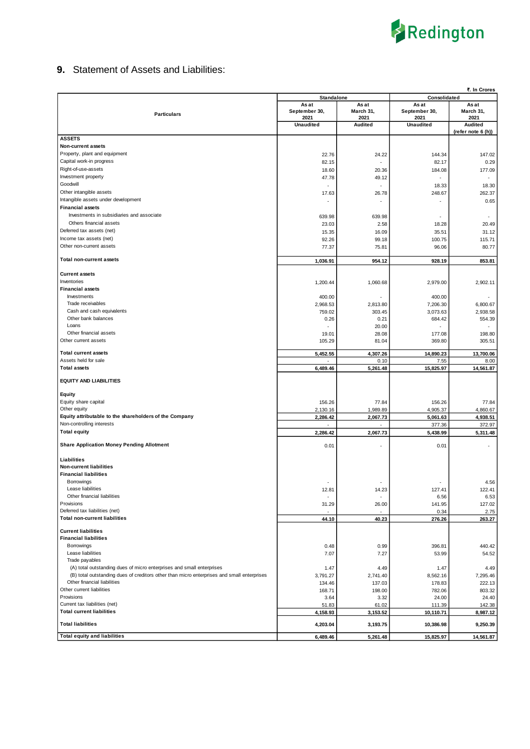## 9. Statement of Assets and Liabilities:

₹. In Crores

| Particulars | Standalone | | Consolidated | |
|---|---|---|---|---|
| | As at September 30, 2021 | As at March 31, 2021 | As at September 30, 2021 | As at March 31, 2021 |
| | Unaudited | Audited | Unaudited | Audited (refer note 6 (h)) |
| **ASSETS** | | | | |
| **Non-current assets** | | | | |
| Property, plant and equipment | 22.76 | 24.22 | 144.34 | 147.02 |
| Capital work-in progress | 82.15 | - | 82.17 | 0.29 |
| Right-of-use-assets | 18.60 | 20.36 | 184.08 | 177.09 |
| Investment property | 47.78 | 49.12 | - | - |
| Goodwill | - | - | 18.33 | 18.30 |
| Other intangible assets | 17.63 | 26.78 | 248.67 | 262.37 |
| Intangible assets under development | - | - | - | 0.65 |
| **Financial assets** | | | | |
| Investments in subsidiaries and associate | 639.98 | 639.98 | - | - |
| Others financial assets | 23.03 | 2.58 | 18.28 | 20.49 |
| Deferred tax assets (net) | 15.35 | 16.09 | 35.51 | 31.12 |
| Income tax assets (net) | 92.26 | 99.18 | 100.75 | 115.71 |
| Other non-current assets | 77.37 | 75.81 | 96.06 | 80.77 |
| **Total non-current assets** | **1,036.91** | **954.12** | **928.19** | **853.81** |
| **Current assets** | | | | |
| Inventories | 1,200.44 | 1,060.68 | 2,979.00 | 2,902.11 |
| **Financial assets** | | | | |
| Investments | 400.00 | - | 400.00 | - |
| Trade receivables | 2,968.53 | 2,813.80 | 7,206.30 | 6,800.67 |
| Cash and cash equivalents | 759.02 | 303.45 | 3,073.63 | 2,938.58 |
| Other bank balances | 0.26 | 0.21 | 684.42 | 554.39 |
| Loans | - | 20.00 | - | - |
| Other financial assets | 19.01 | 28.08 | 177.08 | 198.80 |
| Other current assets | 105.29 | 81.04 | 369.80 | 305.51 |
| **Total current assets** | **5,452.55** | **4,307.26** | **14,890.23** | **13,700.06** |
| Assets held for sale | - | 0.10 | 7.55 | 8.00 |
| **Total assets** | **6,489.46** | **5,261.48** | **15,825.97** | **14,561.87** |
| **EQUITY AND LIABILITIES** | | | | |
| **Equity** | | | | |
| Equity share capital | 156.26 | 77.84 | 156.26 | 77.84 |
| Other equity | 2,130.16 | 1,989.89 | 4,905.37 | 4,860.67 |
| **Equity attributable to the shareholders of the Company** | **2,286.42** | **2,067.73** | **5,061.63** | **4,938.51** |
| Non-controlling interests | - | - | 377.36 | 372.97 |
| **Total equity** | **2,286.42** | **2,067.73** | **5,438.99** | **5,311.48** |
| **Share Application Money Pending Allotment** | 0.01 | - | 0.01 | - |
| **Liabilities** | | | | |
| **Non-current liabilities** | | | | |
| **Financial liabilities** | | | | |
| Borrowings | - | - | - | 4.56 |
| Lease liabilities | 12.81 | 14.23 | 127.41 | 122.41 |
| Other financial liabilities | - | - | 6.56 | 6.53 |
| Provisions | 31.29 | 26.00 | 141.95 | 127.02 |
| Deferred tax liabilities (net) | - | - | 0.34 | 2.75 |
| **Total non-current liabilities** | **44.10** | **40.23** | **276.26** | **263.27** |
| **Current liabilities** | | | | |
| **Financial liabilities** | | | | |
| Borrowings | 0.48 | 0.99 | 396.81 | 440.42 |
| Lease liabilities | 7.07 | 7.27 | 53.99 | 54.52 |
| Trade payables | | | | |
| (A) total outstanding dues of micro enterprises and small enterprises | 1.47 | 4.49 | 1.47 | 4.49 |
| (B) total outstanding dues of creditors other than micro enterprises and small enterprises | 3,791.27 | 2,741.40 | 8,562.16 | 7,295.46 |
| Other financial liabilities | 134.46 | 137.03 | 178.83 | 222.13 |
| Other current liabilities | 168.71 | 198.00 | 782.06 | 803.32 |
| Provisions | 3.64 | 3.32 | 24.00 | 24.40 |
| Current tax liabilities (net) | 51.83 | 61.02 | 111.39 | 142.38 |
| **Total current liabilities** | **4,158.93** | **3,153.52** | **10,110.71** | **8,987.12** |
| **Total liabilities** | **4,203.04** | **3,193.75** | **10,386.98** | **9,250.39** |
| **Total equity and liabilities** | **6,489.46** | **5,261.48** | **15,825.97** | **14,561.87** |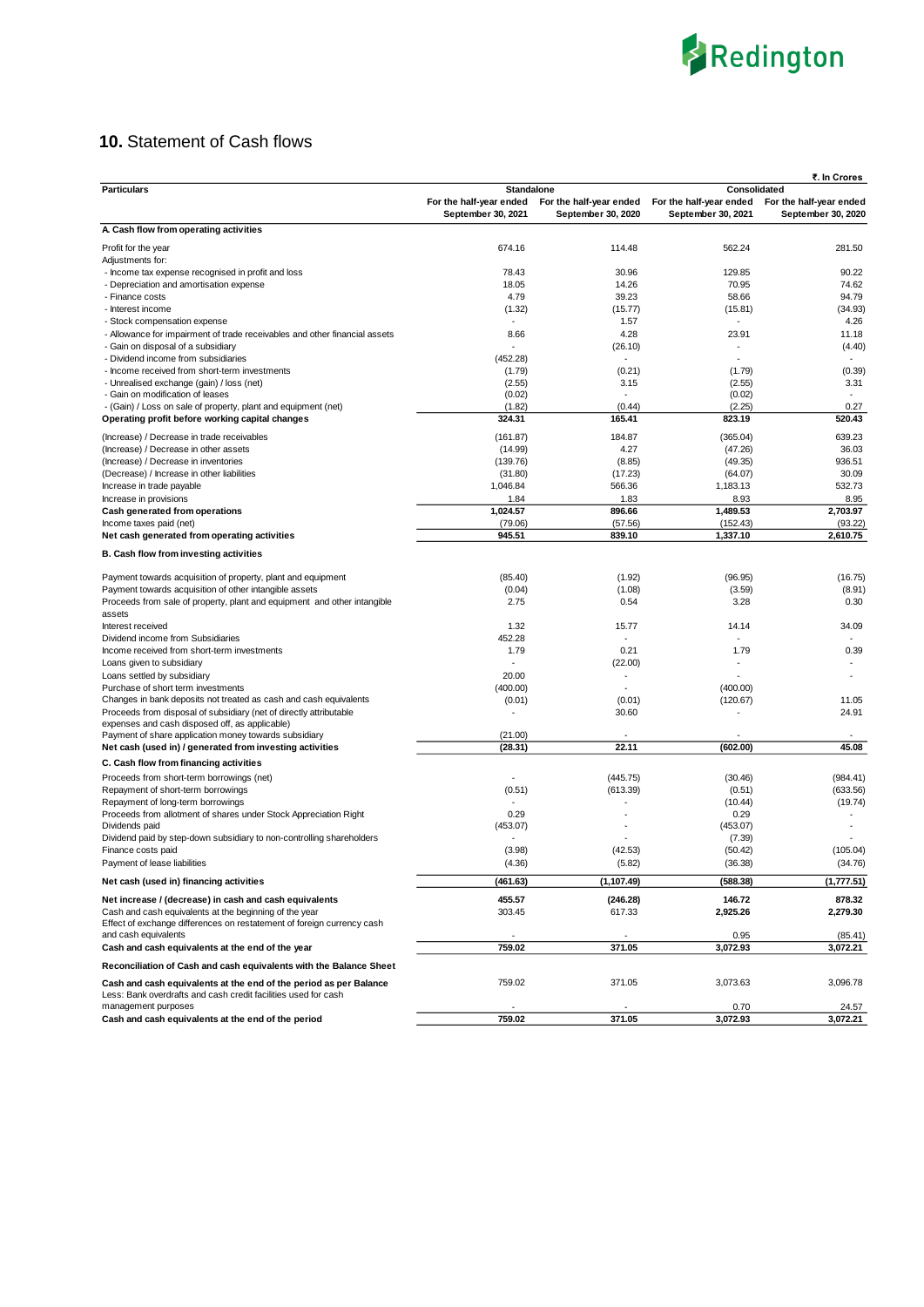## 10. Statement of Cash flows

₹. In Crores

| Particulars | Standalone | | Consolidated | |
|---|---|---|---|---|
| | For the half-year ended September 30, 2021 | For the half-year ended September 30, 2020 | For the half-year ended September 30, 2021 | For the half-year ended September 30, 2020 |
| **A. Cash flow from operating activities** | | | | |
| Profit for the year | 674.16 | 114.48 | 562.24 | 281.50 |
| Adjustments for: | | | | |
| - Income tax expense recognised in profit and loss | 78.43 | 30.96 | 129.85 | 90.22 |
| - Depreciation and amortisation expense | 18.05 | 14.26 | 70.95 | 74.62 |
| - Finance costs | 4.79 | 39.23 | 58.66 | 94.79 |
| - Interest income | (1.32) | (15.77) | (15.81) | (34.93) |
| - Stock compensation expense | - | 1.57 | - | 4.26 |
| - Allowance for impairment of trade receivables and other financial assets | 8.66 | 4.28 | 23.91 | 11.18 |
| - Gain on disposal of a subsidiary | - | (26.10) | - | (4.40) |
| - Dividend income from subsidiaries | (452.28) | - | - | - |
| - Income received from short-term investments | (1.79) | (0.21) | (1.79) | (0.39) |
| - Unrealised exchange (gain) / loss (net) | (2.55) | 3.15 | (2.55) | 3.31 |
| - Gain on modification of leases | (0.02) | - | (0.02) | - |
| - (Gain) / Loss on sale of property, plant and equipment (net) | (1.82) | (0.44) | (2.25) | 0.27 |
| **Operating profit before working capital changes** | **324.31** | **165.41** | **823.19** | **520.43** |
| (Increase) / Decrease in trade receivables | (161.87) | 184.87 | (365.04) | 639.23 |
| (Increase) / Decrease in other assets | (14.99) | 4.27 | (47.26) | 36.03 |
| (Increase) / Decrease in inventories | (139.76) | (8.85) | (49.35) | 936.51 |
| (Decrease) / Increase in other liabilities | (31.80) | (17.23) | (64.07) | 30.09 |
| Increase in trade payable | 1,046.84 | 566.36 | 1,183.13 | 532.73 |
| Increase in provisions | 1.84 | 1.83 | 8.93 | 8.95 |
| **Cash generated from operations** | **1,024.57** | **896.66** | **1,489.53** | **2,703.97** |
| Income taxes paid (net) | (79.06) | (57.56) | (152.43) | (93.22) |
| **Net cash generated from operating activities** | **945.51** | **839.10** | **1,337.10** | **2,610.75** |
| **B. Cash flow from investing activities** | | | | |
| Payment towards acquisition of property, plant and equipment | (85.40) | (1.92) | (96.95) | (16.75) |
| Payment towards acquisition of other intangible assets | (0.04) | (1.08) | (3.59) | (8.91) |
| Proceeds from sale of property, plant and equipment and other intangible assets | 2.75 | 0.54 | 3.28 | 0.30 |
| Interest received | 1.32 | 15.77 | 14.14 | 34.09 |
| Dividend income from Subsidiaries | 452.28 | - | - | - |
| Income received from short-term investments | 1.79 | 0.21 | 1.79 | 0.39 |
| Loans given to subsidiary | - | (22.00) | - | - |
| Loans settled by subsidiary | 20.00 | - | - | - |
| Purchase of short term investments | (400.00) | - | (400.00) | |
| Changes in bank deposits not treated as cash and cash equivalents | (0.01) | (0.01) | (120.67) | 11.05 |
| Proceeds from disposal of subsidiary (net of directly attributable expenses and cash disposed off, as applicable) | - | 30.60 | - | 24.91 |
| Payment of share application money towards subsidiary | (21.00) | - | - | - |
| **Net cash (used in) / generated from investing activities** | **(28.31)** | **22.11** | **(602.00)** | **45.08** |
| **C. Cash flow from financing activities** | | | | |
| Proceeds from short-term borrowings (net) | - | (445.75) | (30.46) | (984.41) |
| Repayment of short-term borrowings | (0.51) | (613.39) | (0.51) | (633.56) |
| Repayment of long-term borrowings | - | - | (10.44) | (19.74) |
| Proceeds from allotment of shares under Stock Appreciation Right | 0.29 | - | 0.29 | - |
| Dividends paid | (453.07) | - | (453.07) | - |
| Dividend paid by step-down subsidiary to non-controlling shareholders | - | - | (7.39) | - |
| Finance costs paid | (3.98) | (42.53) | (50.42) | (105.04) |
| Payment of lease liabilities | (4.36) | (5.82) | (36.38) | (34.76) |
| **Net cash (used in) financing activities** | **(461.63)** | **(1,107.49)** | **(588.38)** | **(1,777.51)** |
| **Net increase / (decrease) in cash and cash equivalents** | **455.57** | **(246.28)** | **146.72** | **878.32** |
| Cash and cash equivalents at the beginning of the year | 303.45 | 617.33 | **2,925.26** | **2,279.30** |
| Effect of exchange differences on restatement of foreign currency cash and cash equivalents | - | - | 0.95 | (85.41) |
| **Cash and cash equivalents at the end of the year** | **759.02** | **371.05** | **3,072.93** | **3,072.21** |
| **Reconciliation of Cash and cash equivalents with the Balance Sheet** | | | | |
| **Cash and cash equivalents at the end of the period as per Balance** | 759.02 | 371.05 | 3,073.63 | 3,096.78 |
| Less: Bank overdrafts and cash credit facilities used for cash management purposes | - | - | 0.70 | 24.57 |
| **Cash and cash equivalents at the end of the period** | **759.02** | **371.05** | **3,072.93** | **3,072.21** |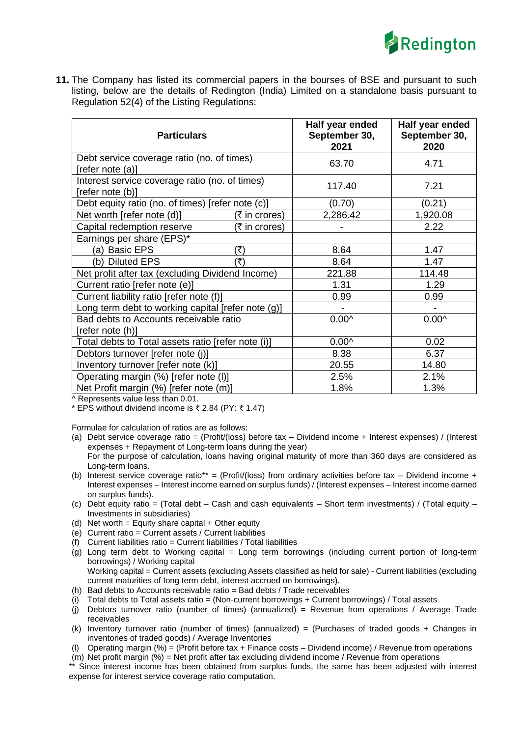**11.** The Company has listed its commercial papers in the bourses of BSE and pursuant to such listing, below are the details of Redington (India) Limited on a standalone basis pursuant to Regulation 52(4) of the Listing Regulations:

| Particulars | | Half year ended September 30, 2021 | Half year ended September 30, 2020 |
|---|---|---|---|
| Debt service coverage ratio (no. of times) [refer note (a)] | | 63.70 | 4.71 |
| Interest service coverage ratio (no. of times) [refer note (b)] | | 117.40 | 7.21 |
| Debt equity ratio (no. of times) [refer note (c)] | | (0.70) | (0.21) |
| Net worth [refer note (d)] | (₹ in crores) | 2,286.42 | 1,920.08 |
| Capital redemption reserve | (₹ in crores) | - | 2.22 |
| Earnings per share (EPS)* | | | |
| (a) Basic EPS | (₹) | 8.64 | 1.47 |
| (b) Diluted EPS | (₹) | 8.64 | 1.47 |
| Net profit after tax (excluding Dividend Income) | | 221.88 | 114.48 |
| Current ratio [refer note (e)] | | 1.31 | 1.29 |
| Current liability ratio [refer note (f)] | | 0.99 | 0.99 |
| Long term debt to working capital [refer note (g)] | | - | - |
| Bad debts to Accounts receivable ratio [refer note (h)] | | 0.00^ | 0.00^ |
| Total debts to Total assets ratio [refer note (i)] | | 0.00^ | 0.02 |
| Debtors turnover [refer note (j)] | | 8.38 | 6.37 |
| Inventory turnover [refer note (k)] | | 20.55 | 14.80 |
| Operating margin (%) [refer note (l)] | | 2.5% | 2.1% |
| Net Profit margin (%) [refer note (m)] | | 1.8% | 1.3% |

^ Represents value less than 0.01.

\* EPS without dividend income is ₹ 2.84 (PY: ₹ 1.47)

Formulae for calculation of ratios are as follows:

(a) Debt service coverage ratio = (Profit/(loss) before tax – Dividend income + Interest expenses) / (Interest expenses + Repayment of Long-term loans during the year)
For the purpose of calculation, loans having original maturity of more than 360 days are considered as Long-term loans.

(b) Interest service coverage ratio** = (Profit/(loss) from ordinary activities before tax – Dividend income + Interest expenses – Interest income earned on surplus funds) / (Interest expenses – Interest income earned on surplus funds).

(c) Debt equity ratio = (Total debt – Cash and cash equivalents – Short term investments) / (Total equity – Investments in subsidiaries)

(d) Net worth = Equity share capital + Other equity

(e) Current ratio = Current assets / Current liabilities

(f) Current liabilities ratio = Current liabilities / Total liabilities

(g) Long term debt to Working capital = Long term borrowings (including current portion of long-term borrowings) / Working capital
Working capital = Current assets (excluding Assets classified as held for sale) - Current liabilities (excluding current maturities of long term debt, interest accrued on borrowings).

(h) Bad debts to Accounts receivable ratio = Bad debts / Trade receivables

(i) Total debts to Total assets ratio = (Non-current borrowings + Current borrowings) / Total assets

(j) Debtors turnover ratio (number of times) (annualized) = Revenue from operations / Average Trade receivables

(k) Inventory turnover ratio (number of times) (annualized) = (Purchases of traded goods + Changes in inventories of traded goods) / Average Inventories

(l) Operating margin (%) = (Profit before tax + Finance costs – Dividend income) / Revenue from operations

(m) Net profit margin (%) = Net profit after tax excluding dividend income / Revenue from operations

** Since interest income has been obtained from surplus funds, the same has been adjusted with interest expense for interest service coverage ratio computation.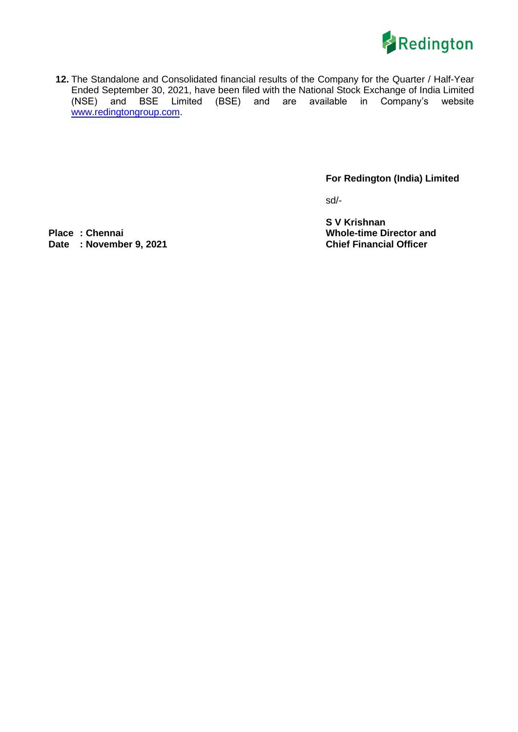12. The Standalone and Consolidated financial results of the Company for the Quarter / Half-Year Ended September 30, 2021, have been filed with the National Stock Exchange of India Limited (NSE) and BSE Limited (BSE) and are available in Company's website www.redingtongroup.com.

**For Redington (India) Limited**

sd/-

**S V Krishnan**
**Whole-time Director and**
**Chief Financial Officer**

**Place : Chennai**
**Date : November 9, 2021**